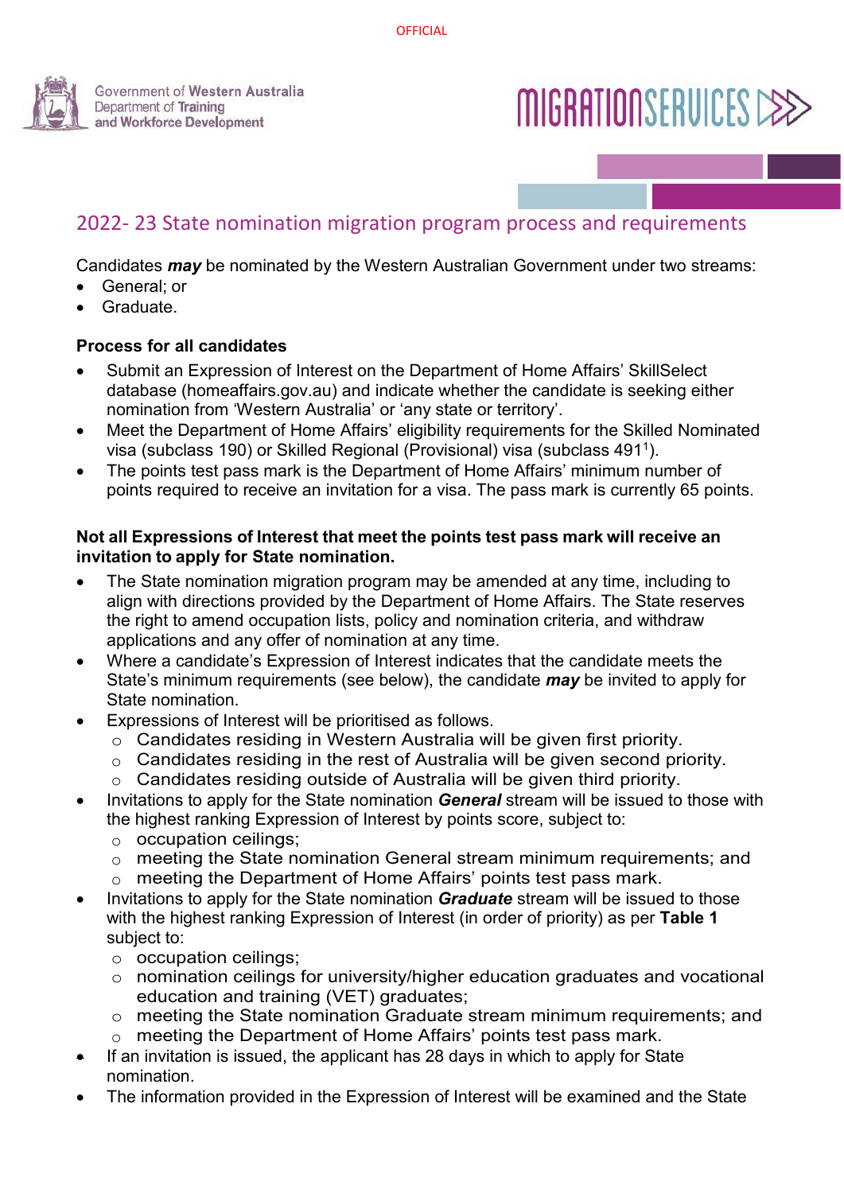# 2022- 23 State nomination migration program process and requirements

Candidates ***may*** be nominated by the Western Australian Government under two streams:

- General; or
- Graduate.

**Process for all candidates**

- Submit an Expression of Interest on the Department of Home Affairs' SkillSelect database (homeaffairs.gov.au) and indicate whether the candidate is seeking either nomination from 'Western Australia' or 'any state or territory'.
- Meet the Department of Home Affairs' eligibility requirements for the Skilled Nominated visa (subclass 190) or Skilled Regional (Provisional) visa (subclass 491[1]).
- The points test pass mark is the Department of Home Affairs' minimum number of points required to receive an invitation for a visa. The pass mark is currently 65 points.

**Not all Expressions of Interest that meet the points test pass mark will receive an invitation to apply for State nomination.**

- The State nomination migration program may be amended at any time, including to align with directions provided by the Department of Home Affairs. The State reserves the right to amend occupation lists, policy and nomination criteria, and withdraw applications and any offer of nomination at any time.
- Where a candidate's Expression of Interest indicates that the candidate meets the State's minimum requirements (see below), the candidate ***may*** be invited to apply for State nomination.
- Expressions of Interest will be prioritised as follows.
  - Candidates residing in Western Australia will be given first priority.
  - Candidates residing in the rest of Australia will be given second priority.
  - Candidates residing outside of Australia will be given third priority.
- Invitations to apply for the State nomination ***General*** stream will be issued to those with the highest ranking Expression of Interest by points score, subject to:
  - occupation ceilings;
  - meeting the State nomination General stream minimum requirements; and
  - meeting the Department of Home Affairs' points test pass mark.
- Invitations to apply for the State nomination ***Graduate*** stream will be issued to those with the highest ranking Expression of Interest (in order of priority) as per **Table 1** subject to:
  - occupation ceilings;
  - nomination ceilings for university/higher education graduates and vocational education and training (VET) graduates;
  - meeting the State nomination Graduate stream minimum requirements; and
  - meeting the Department of Home Affairs' points test pass mark.
- If an invitation is issued, the applicant has 28 days in which to apply for State nomination.
- The information provided in the Expression of Interest will be examined and the State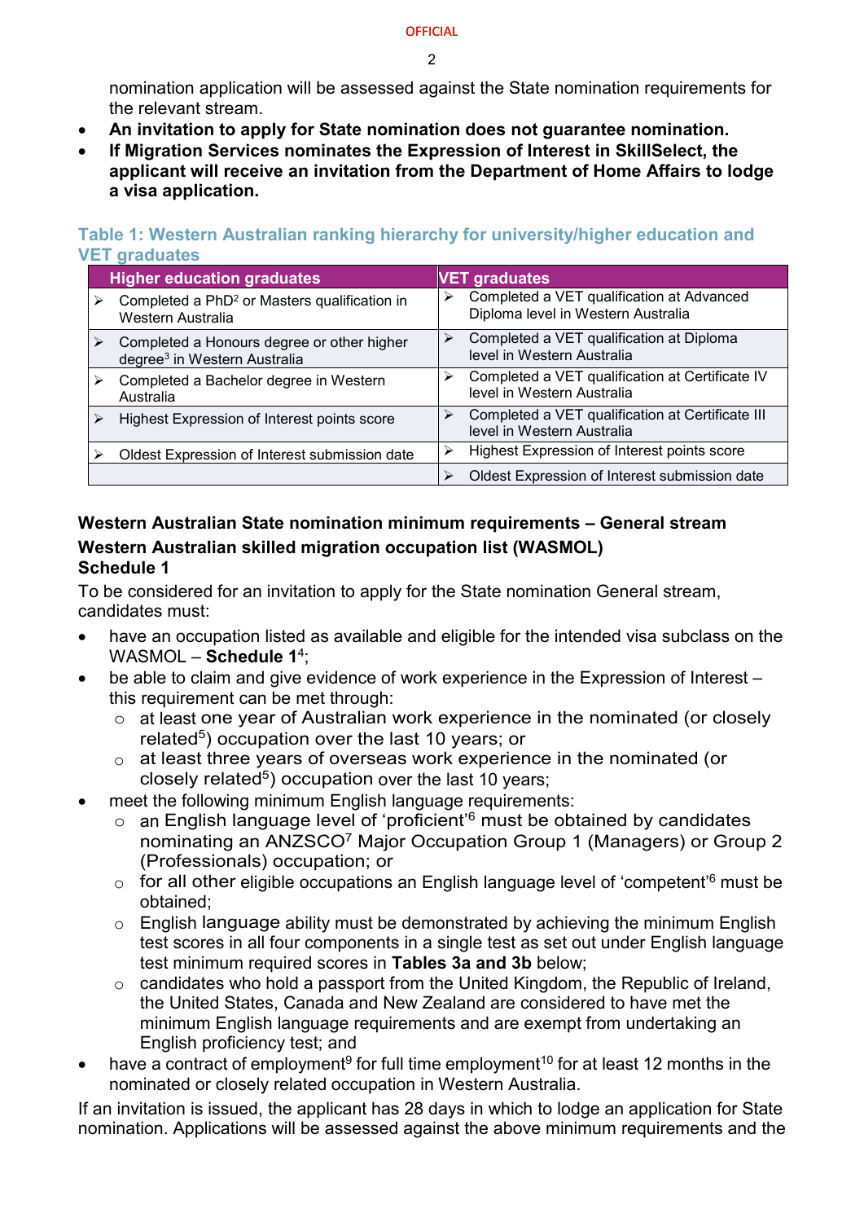nomination application will be assessed against the State nomination requirements for the relevant stream.

- **An invitation to apply for State nomination does not guarantee nomination.**
- **If Migration Services nominates the Expression of Interest in SkillSelect, the applicant will receive an invitation from the Department of Home Affairs to lodge a visa application.**

### Table 1: Western Australian ranking hierarchy for university/higher education and VET graduates

| Higher education graduates | VET graduates |
|---|---|
| ➢ Completed a PhD[2] or Masters qualification in Western Australia | ➢ Completed a VET qualification at Advanced Diploma level in Western Australia |
| ➢ Completed a Honours degree or other higher degree[3] in Western Australia | ➢ Completed a VET qualification at Diploma level in Western Australia |
| ➢ Completed a Bachelor degree in Western Australia | ➢ Completed a VET qualification at Certificate IV level in Western Australia |
| ➢ Highest Expression of Interest points score | ➢ Completed a VET qualification at Certificate III level in Western Australia |
| ➢ Oldest Expression of Interest submission date | ➢ Highest Expression of Interest points score |
| | ➢ Oldest Expression of Interest submission date |

## Western Australian State nomination minimum requirements – General stream

## Western Australian skilled migration occupation list (WASMOL) Schedule 1

To be considered for an invitation to apply for the State nomination General stream, candidates must:

- have an occupation listed as available and eligible for the intended visa subclass on the WASMOL – **Schedule 1**[4];
- be able to claim and give evidence of work experience in the Expression of Interest – this requirement can be met through:
  - at least one year of Australian work experience in the nominated (or closely related[5]) occupation over the last 10 years; or
  - at least three years of overseas work experience in the nominated (or closely related[5]) occupation over the last 10 years;
- meet the following minimum English language requirements:
  - an English language level of 'proficient'[6] must be obtained by candidates nominating an ANZSCO[7] Major Occupation Group 1 (Managers) or Group 2 (Professionals) occupation; or
  - for all other eligible occupations an English language level of 'competent'[6] must be obtained;
  - English language ability must be demonstrated by achieving the minimum English test scores in all four components in a single test as set out under English language test minimum required scores in **Tables 3a and 3b** below;
  - candidates who hold a passport from the United Kingdom, the Republic of Ireland, the United States, Canada and New Zealand are considered to have met the minimum English language requirements and are exempt from undertaking an English proficiency test; and
- have a contract of employment[9] for full time employment[10] for at least 12 months in the nominated or closely related occupation in Western Australia.

If an invitation is issued, the applicant has 28 days in which to lodge an application for State nomination. Applications will be assessed against the above minimum requirements and the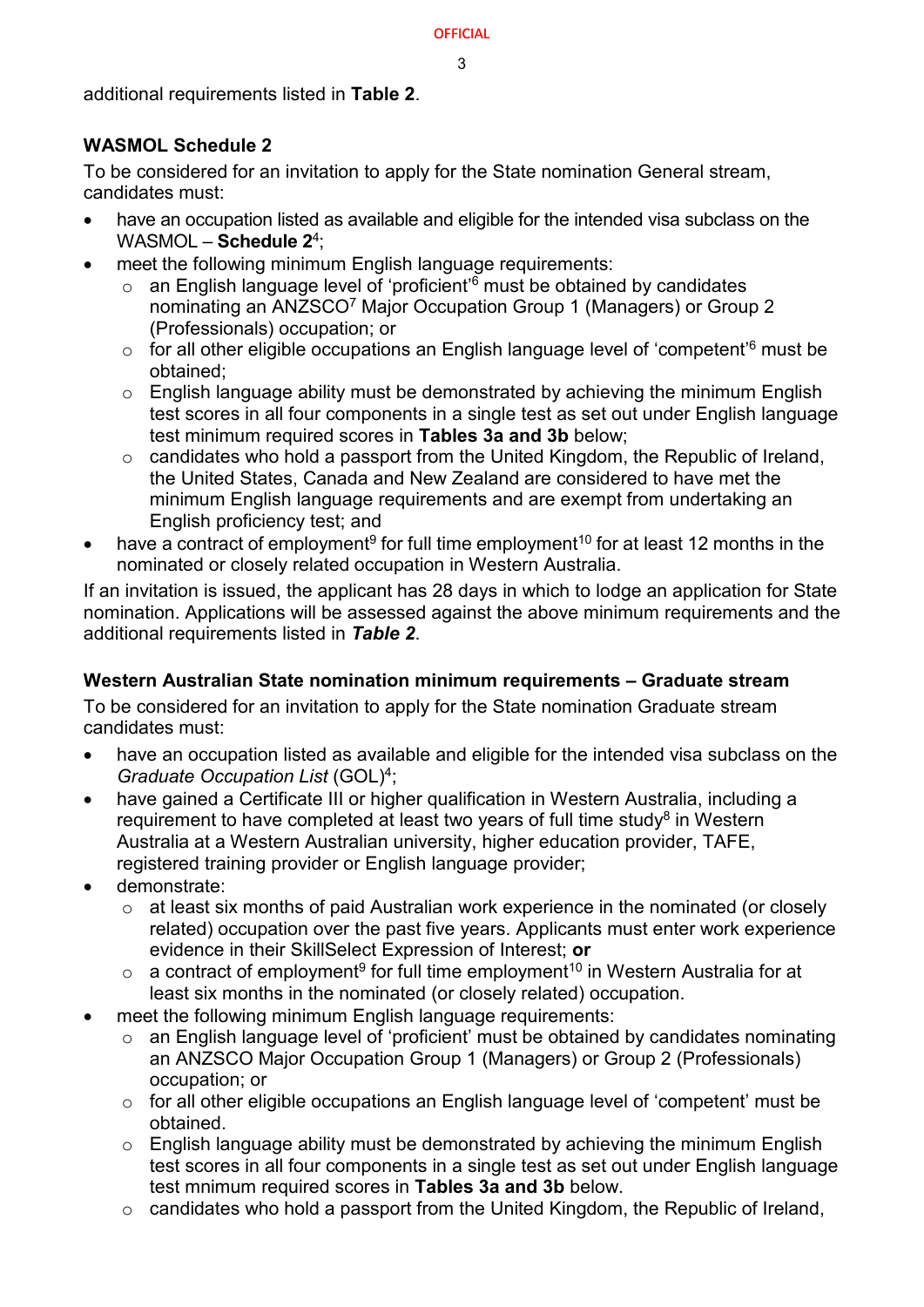additional requirements listed in **Table 2**.

### WASMOL Schedule 2

To be considered for an invitation to apply for the State nomination General stream, candidates must:

- have an occupation listed as available and eligible for the intended visa subclass on the WASMOL – **Schedule 2**[4];
- meet the following minimum English language requirements:
  - an English language level of 'proficient'[6] must be obtained by candidates nominating an ANZSCO[7] Major Occupation Group 1 (Managers) or Group 2 (Professionals) occupation; or
  - for all other eligible occupations an English language level of 'competent'[6] must be obtained;
  - English language ability must be demonstrated by achieving the minimum English test scores in all four components in a single test as set out under English language test minimum required scores in **Tables 3a and 3b** below;
  - candidates who hold a passport from the United Kingdom, the Republic of Ireland, the United States, Canada and New Zealand are considered to have met the minimum English language requirements and are exempt from undertaking an English proficiency test; and
- have a contract of employment[9] for full time employment[10] for at least 12 months in the nominated or closely related occupation in Western Australia.

If an invitation is issued, the applicant has 28 days in which to lodge an application for State nomination. Applications will be assessed against the above minimum requirements and the additional requirements listed in ***Table 2***.

### Western Australian State nomination minimum requirements – Graduate stream

To be considered for an invitation to apply for the State nomination Graduate stream candidates must:

- have an occupation listed as available and eligible for the intended visa subclass on the *Graduate Occupation List* (GOL)[4];
- have gained a Certificate III or higher qualification in Western Australia, including a requirement to have completed at least two years of full time study[8] in Western Australia at a Western Australian university, higher education provider, TAFE, registered training provider or English language provider;
- demonstrate:
  - at least six months of paid Australian work experience in the nominated (or closely related) occupation over the past five years. Applicants must enter work experience evidence in their SkillSelect Expression of Interest; **or**
  - a contract of employment[9] for full time employment[10] in Western Australia for at least six months in the nominated (or closely related) occupation.
- meet the following minimum English language requirements:
  - an English language level of 'proficient' must be obtained by candidates nominating an ANZSCO Major Occupation Group 1 (Managers) or Group 2 (Professionals) occupation; or
  - for all other eligible occupations an English language level of 'competent' must be obtained.
  - English language ability must be demonstrated by achieving the minimum English test scores in all four components in a single test as set out under English language test mnimum required scores in **Tables 3a and 3b** below.
  - candidates who hold a passport from the United Kingdom, the Republic of Ireland,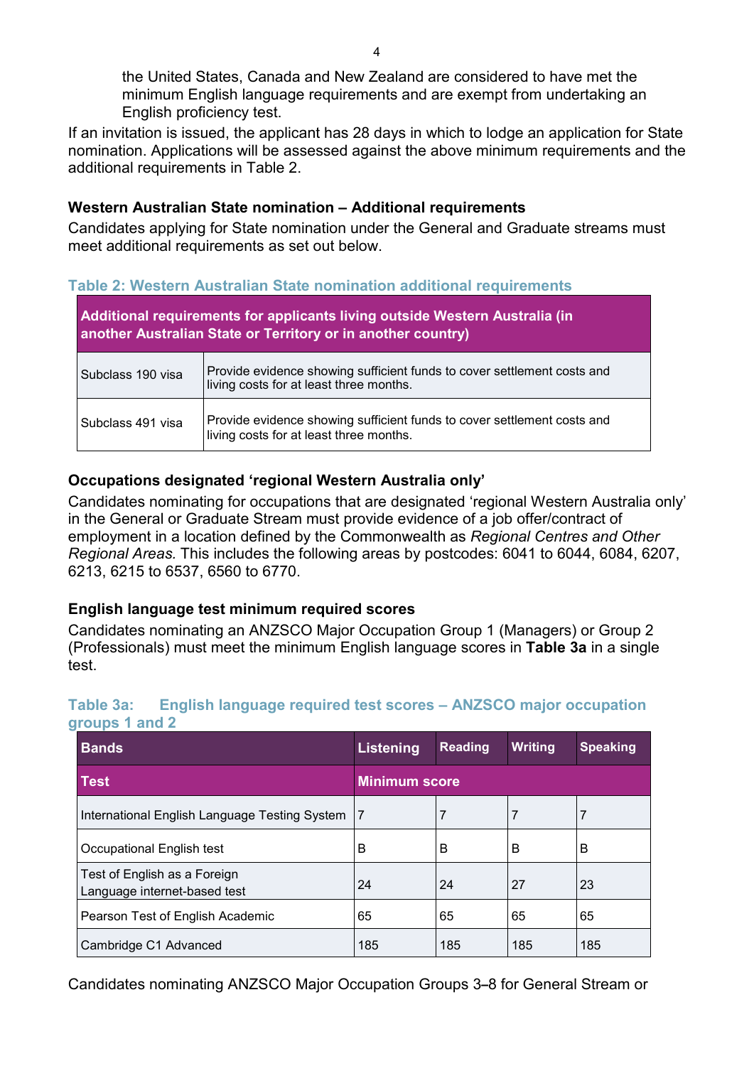the United States, Canada and New Zealand are considered to have met the minimum English language requirements and are exempt from undertaking an English proficiency test.

If an invitation is issued, the applicant has 28 days in which to lodge an application for State nomination. Applications will be assessed against the above minimum requirements and the additional requirements in Table 2.

### Western Australian State nomination – Additional requirements

Candidates applying for State nomination under the General and Graduate streams must meet additional requirements as set out below.

**Table 2: Western Australian State nomination additional requirements**

| Additional requirements for applicants living outside Western Australia (in another Australian State or Territory or in another country) | |
|---|---|
| Subclass 190 visa | Provide evidence showing sufficient funds to cover settlement costs and living costs for at least three months. |
| Subclass 491 visa | Provide evidence showing sufficient funds to cover settlement costs and living costs for at least three months. |

### Occupations designated 'regional Western Australia only'

Candidates nominating for occupations that are designated 'regional Western Australia only' in the General or Graduate Stream must provide evidence of a job offer/contract of employment in a location defined by the Commonwealth as *Regional Centres and Other Regional Areas.* This includes the following areas by postcodes: 6041 to 6044, 6084, 6207, 6213, 6215 to 6537, 6560 to 6770.

### English language test minimum required scores

Candidates nominating an ANZSCO Major Occupation Group 1 (Managers) or Group 2 (Professionals) must meet the minimum English language scores in **Table 3a** in a single test.

**Table 3a: English language required test scores – ANZSCO major occupation groups 1 and 2**

| Bands | Listening | Reading | Writing | Speaking |
|---|---|---|---|---|
| **Test** | **Minimum score** | | | |
| International English Language Testing System | 7 | 7 | 7 | 7 |
| Occupational English test | B | B | B | B |
| Test of English as a Foreign Language internet-based test | 24 | 24 | 27 | 23 |
| Pearson Test of English Academic | 65 | 65 | 65 | 65 |
| Cambridge C1 Advanced | 185 | 185 | 185 | 185 |

Candidates nominating ANZSCO Major Occupation Groups 3–8 for General Stream or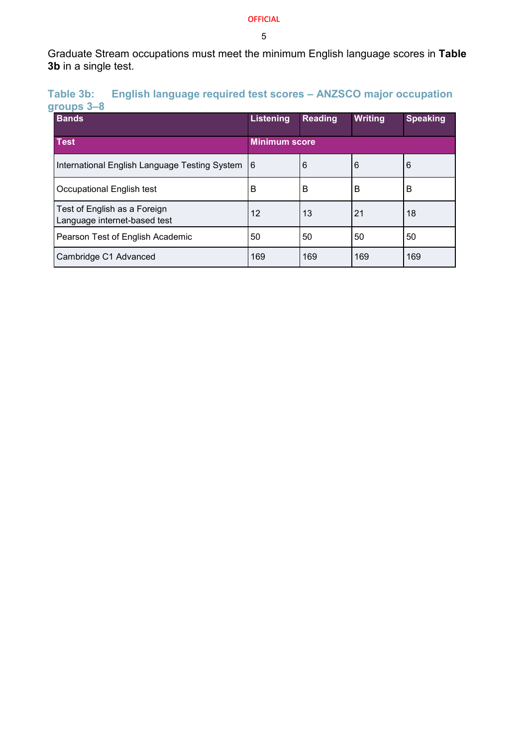Graduate Stream occupations must meet the minimum English language scores in **Table 3b** in a single test.

### Table 3b: English language required test scores – ANZSCO major occupation groups 3–8

| Bands | Listening | Reading | Writing | Speaking |
|---|---|---|---|---|
| **Test** | **Minimum score** | | | |
| International English Language Testing System | 6 | 6 | 6 | 6 |
| Occupational English test | B | B | B | B |
| Test of English as a Foreign Language internet-based test | 12 | 13 | 21 | 18 |
| Pearson Test of English Academic | 50 | 50 | 50 | 50 |
| Cambridge C1 Advanced | 169 | 169 | 169 | 169 |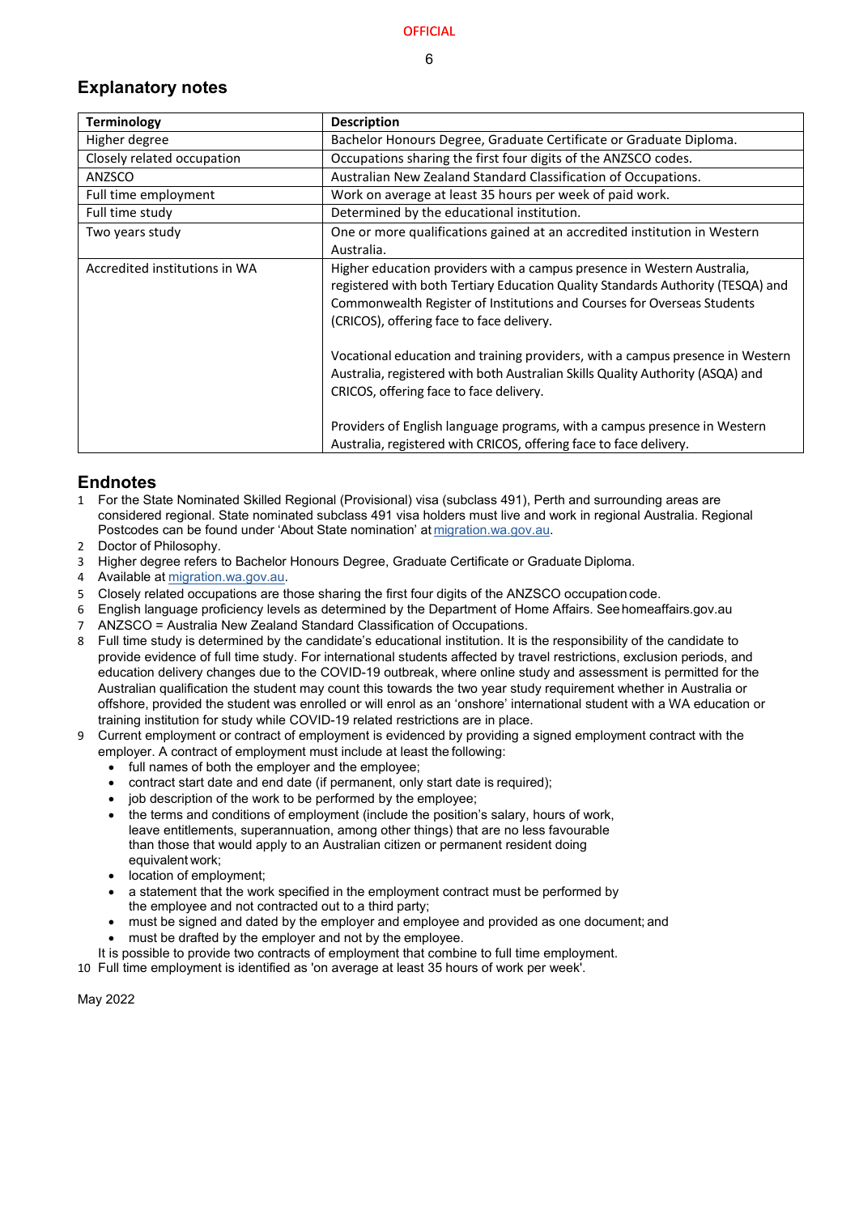## Explanatory notes

| Terminology | Description |
|---|---|
| Higher degree | Bachelor Honours Degree, Graduate Certificate or Graduate Diploma. |
| Closely related occupation | Occupations sharing the first four digits of the ANZSCO codes. |
| ANZSCO | Australian New Zealand Standard Classification of Occupations. |
| Full time employment | Work on average at least 35 hours per week of paid work. |
| Full time study | Determined by the educational institution. |
| Two years study | One or more qualifications gained at an accredited institution in Western Australia. |
| Accredited institutions in WA | Higher education providers with a campus presence in Western Australia, registered with both Tertiary Education Quality Standards Authority (TESQA) and Commonwealth Register of Institutions and Courses for Overseas Students (CRICOS), offering face to face delivery.<br><br>Vocational education and training providers, with a campus presence in Western Australia, registered with both Australian Skills Quality Authority (ASQA) and CRICOS, offering face to face delivery.<br><br>Providers of English language programs, with a campus presence in Western Australia, registered with CRICOS, offering face to face delivery. |

## Endnotes

1. For the State Nominated Skilled Regional (Provisional) visa (subclass 491), Perth and surrounding areas are considered regional. State nominated subclass 491 visa holders must live and work in regional Australia. Regional Postcodes can be found under 'About State nomination' at migration.wa.gov.au.
2. Doctor of Philosophy.
3. Higher degree refers to Bachelor Honours Degree, Graduate Certificate or Graduate Diploma.
4. Available at migration.wa.gov.au.
5. Closely related occupations are those sharing the first four digits of the ANZSCO occupation code.
6. English language proficiency levels as determined by the Department of Home Affairs. See homeaffairs.gov.au
7. ANZSCO = Australia New Zealand Standard Classification of Occupations.
8. Full time study is determined by the candidate's educational institution. It is the responsibility of the candidate to provide evidence of full time study. For international students affected by travel restrictions, exclusion periods, and education delivery changes due to the COVID-19 outbreak, where online study and assessment is permitted for the Australian qualification the student may count this towards the two year study requirement whether in Australia or offshore, provided the student was enrolled or will enrol as an 'onshore' international student with a WA education or training institution for study while COVID-19 related restrictions are in place.
9. Current employment or contract of employment is evidenced by providing a signed employment contract with the employer. A contract of employment must include at least the following:
   - full names of both the employer and the employee;
   - contract start date and end date (if permanent, only start date is required);
   - job description of the work to be performed by the employee;
   - the terms and conditions of employment (include the position's salary, hours of work, leave entitlements, superannuation, among other things) that are no less favourable than those that would apply to an Australian citizen or permanent resident doing equivalent work;
   - location of employment;
   - a statement that the work specified in the employment contract must be performed by the employee and not contracted out to a third party;
   - must be signed and dated by the employer and employee and provided as one document; and
   - must be drafted by the employer and not by the employee.

   It is possible to provide two contracts of employment that combine to full time employment.
10. Full time employment is identified as 'on average at least 35 hours of work per week'.

May 2022